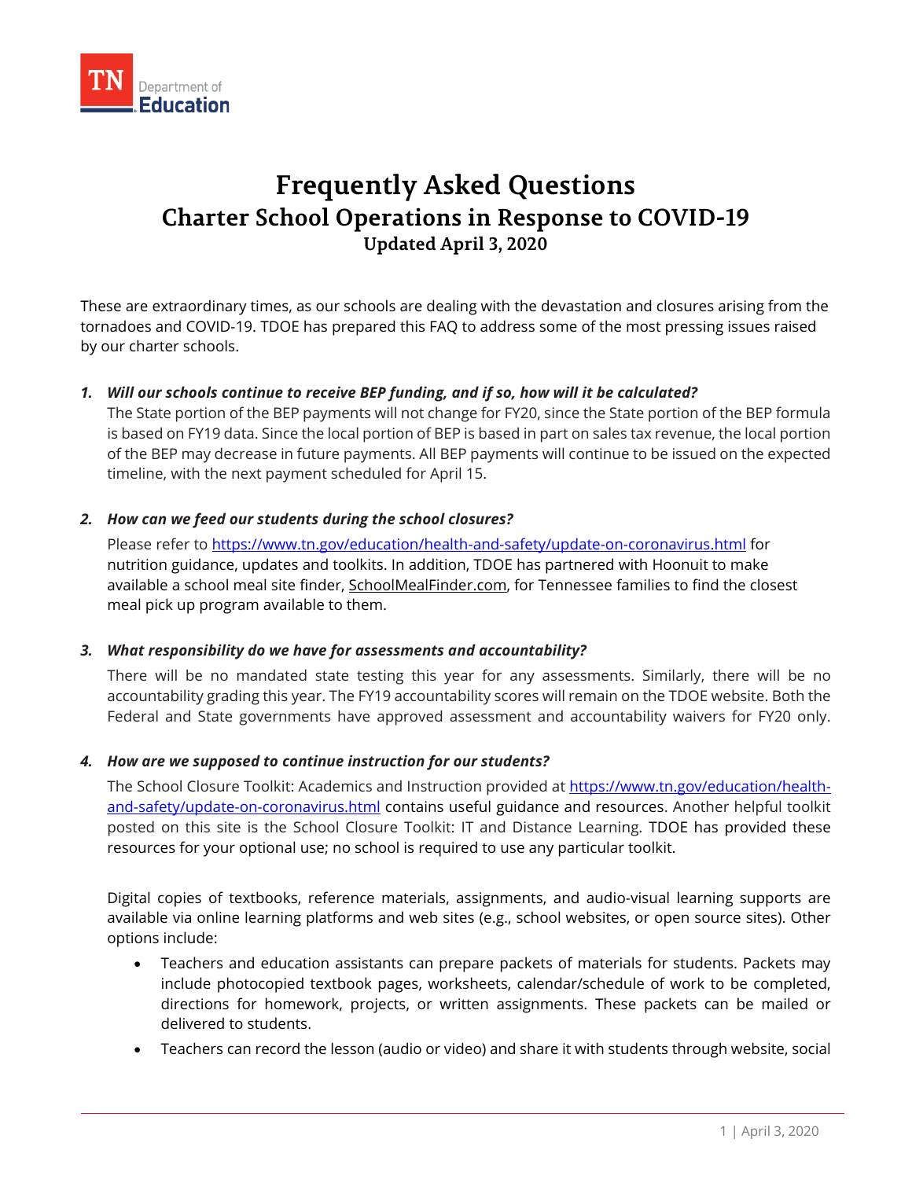# Frequently Asked Questions

## Charter School Operations in Response to COVID-19

### Updated April 3, 2020

These are extraordinary times, as our schools are dealing with the devastation and closures arising from the tornadoes and COVID-19. TDOE has prepared this FAQ to address some of the most pressing issues raised by our charter schools.

1. ***Will our schools continue to receive BEP funding, and if so, how will it be calculated?***

   The State portion of the BEP payments will not change for FY20, since the State portion of the BEP formula is based on FY19 data. Since the local portion of BEP is based in part on sales tax revenue, the local portion of the BEP may decrease in future payments. All BEP payments will continue to be issued on the expected timeline, with the next payment scheduled for April 15.

2. ***How can we feed our students during the school closures?***

   Please refer to https://www.tn.gov/education/health-and-safety/update-on-coronavirus.html for nutrition guidance, updates and toolkits. In addition, TDOE has partnered with Hoonuit to make available a school meal site finder, SchoolMealFinder.com, for Tennessee families to find the closest meal pick up program available to them.

3. ***What responsibility do we have for assessments and accountability?***

   There will be no mandated state testing this year for any assessments. Similarly, there will be no accountability grading this year. The FY19 accountability scores will remain on the TDOE website. Both the Federal and State governments have approved assessment and accountability waivers for FY20 only.

4. ***How are we supposed to continue instruction for our students?***

   The School Closure Toolkit: Academics and Instruction provided at https://www.tn.gov/education/health-and-safety/update-on-coronavirus.html contains useful guidance and resources. Another helpful toolkit posted on this site is the School Closure Toolkit: IT and Distance Learning. TDOE has provided these resources for your optional use; no school is required to use any particular toolkit.

   Digital copies of textbooks, reference materials, assignments, and audio-visual learning supports are available via online learning platforms and web sites (e.g., school websites, or open source sites). Other options include:

   - Teachers and education assistants can prepare packets of materials for students. Packets may include photocopied textbook pages, worksheets, calendar/schedule of work to be completed, directions for homework, projects, or written assignments. These packets can be mailed or delivered to students.
   - Teachers can record the lesson (audio or video) and share it with students through website, social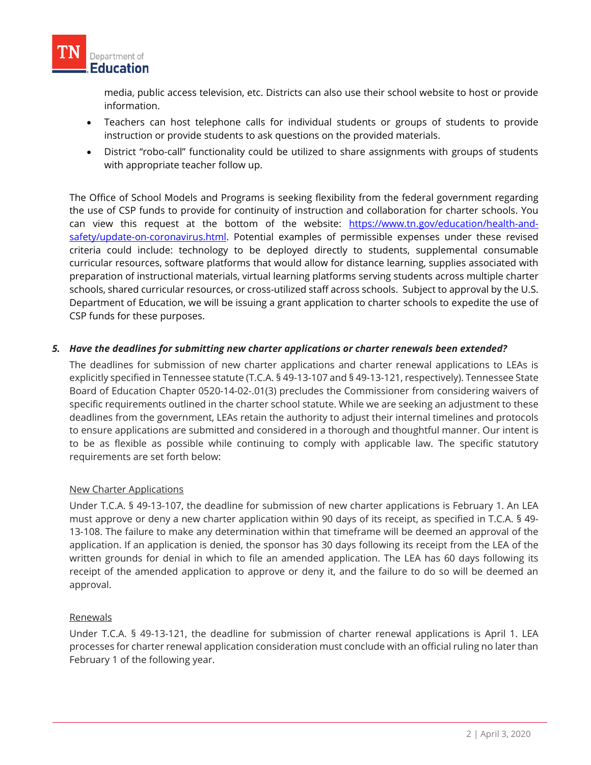media, public access television, etc. Districts can also use their school website to host or provide information.

- Teachers can host telephone calls for individual students or groups of students to provide instruction or provide students to ask questions on the provided materials.
- District "robo-call" functionality could be utilized to share assignments with groups of students with appropriate teacher follow up.

The Office of School Models and Programs is seeking flexibility from the federal government regarding the use of CSP funds to provide for continuity of instruction and collaboration for charter schools. You can view this request at the bottom of the website: [https://www.tn.gov/education/health-and-safety/update-on-coronavirus.html](https://www.tn.gov/education/health-and-safety/update-on-coronavirus.html). Potential examples of permissible expenses under these revised criteria could include: technology to be deployed directly to students, supplemental consumable curricular resources, software platforms that would allow for distance learning, supplies associated with preparation of instructional materials, virtual learning platforms serving students across multiple charter schools, shared curricular resources, or cross-utilized staff across schools. Subject to approval by the U.S. Department of Education, we will be issuing a grant application to charter schools to expedite the use of CSP funds for these purposes.

5. ***Have the deadlines for submitting new charter applications or charter renewals been extended?***

The deadlines for submission of new charter applications and charter renewal applications to LEAs is explicitly specified in Tennessee statute (T.C.A. § 49-13-107 and § 49-13-121, respectively). Tennessee State Board of Education Chapter 0520-14-02-.01(3) precludes the Commissioner from considering waivers of specific requirements outlined in the charter school statute. While we are seeking an adjustment to these deadlines from the government, LEAs retain the authority to adjust their internal timelines and protocols to ensure applications are submitted and considered in a thorough and thoughtful manner. Our intent is to be as flexible as possible while continuing to comply with applicable law. The specific statutory requirements are set forth below:

<u>New Charter Applications</u>

Under T.C.A. § 49-13-107, the deadline for submission of new charter applications is February 1. An LEA must approve or deny a new charter application within 90 days of its receipt, as specified in T.C.A. § 49-13-108. The failure to make any determination within that timeframe will be deemed an approval of the application. If an application is denied, the sponsor has 30 days following its receipt from the LEA of the written grounds for denial in which to file an amended application. The LEA has 60 days following its receipt of the amended application to approve or deny it, and the failure to do so will be deemed an approval.

<u>Renewals</u>

Under T.C.A. § 49-13-121, the deadline for submission of charter renewal applications is April 1. LEA processes for charter renewal application consideration must conclude with an official ruling no later than February 1 of the following year.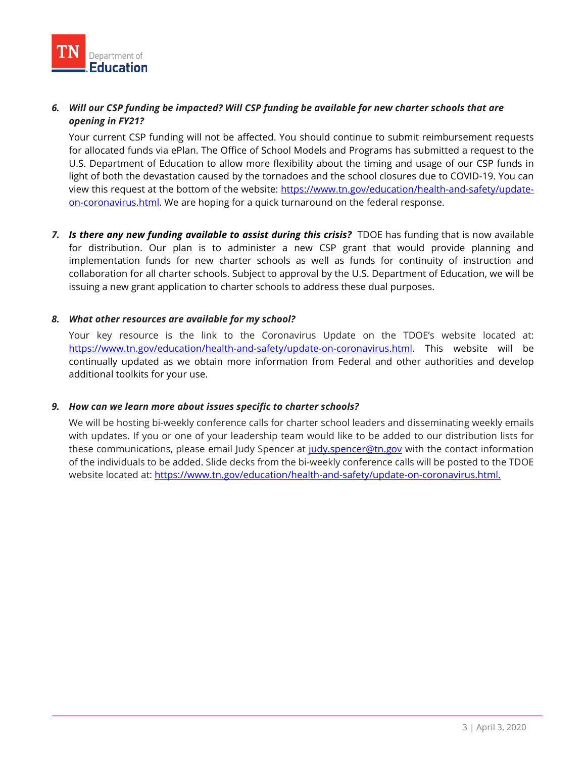6. ***Will our CSP funding be impacted? Will CSP funding be available for new charter schools that are opening in FY21?***

   Your current CSP funding will not be affected. You should continue to submit reimbursement requests for allocated funds via ePlan. The Office of School Models and Programs has submitted a request to the U.S. Department of Education to allow more flexibility about the timing and usage of our CSP funds in light of both the devastation caused by the tornadoes and the school closures due to COVID-19. You can view this request at the bottom of the website: [https://www.tn.gov/education/health-and-safety/update-on-coronavirus.html](https://www.tn.gov/education/health-and-safety/update-on-coronavirus.html). We are hoping for a quick turnaround on the federal response.

7. ***Is there any new funding available to assist during this crisis?*** TDOE has funding that is now available for distribution. Our plan is to administer a new CSP grant that would provide planning and implementation funds for new charter schools as well as funds for continuity of instruction and collaboration for all charter schools. Subject to approval by the U.S. Department of Education, we will be issuing a new grant application to charter schools to address these dual purposes.

8. ***What other resources are available for my school?***

   Your key resource is the link to the Coronavirus Update on the TDOE's website located at: [https://www.tn.gov/education/health-and-safety/update-on-coronavirus.html](https://www.tn.gov/education/health-and-safety/update-on-coronavirus.html). This website will be continually updated as we obtain more information from Federal and other authorities and develop additional toolkits for your use.

9. ***How can we learn more about issues specific to charter schools?***

   We will be hosting bi-weekly conference calls for charter school leaders and disseminating weekly emails with updates. If you or one of your leadership team would like to be added to our distribution lists for these communications, please email Judy Spencer at [judy.spencer@tn.gov](mailto:judy.spencer@tn.gov) with the contact information of the individuals to be added. Slide decks from the bi-weekly conference calls will be posted to the TDOE website located at: [https://www.tn.gov/education/health-and-safety/update-on-coronavirus.html.](https://www.tn.gov/education/health-and-safety/update-on-coronavirus.html)